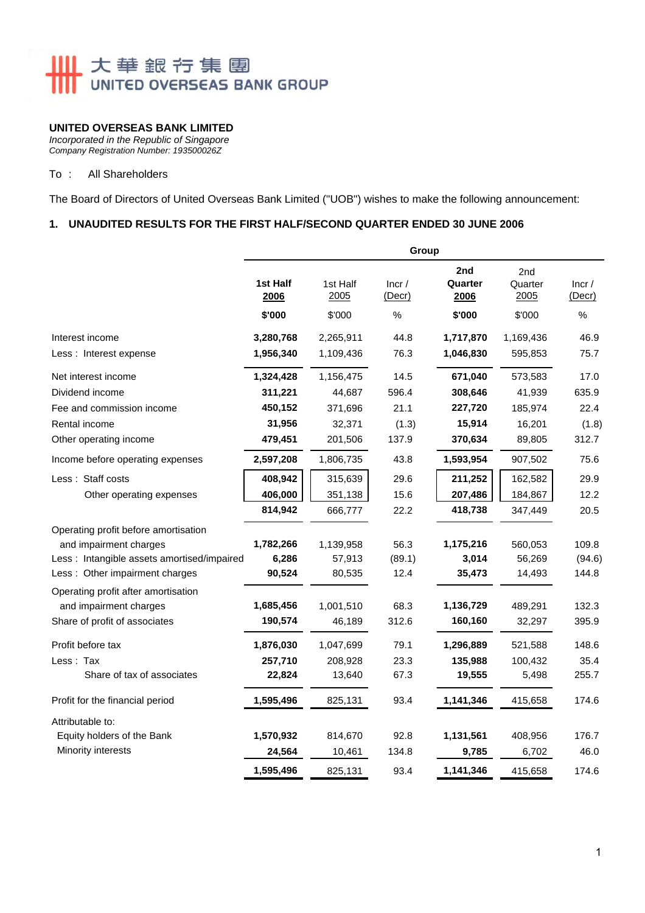大華銀行集團
UNITED OVERSEAS BANK GROUP

**UNITED OVERSEAS BANK LIMITED**
*Incorporated in the Republic of Singapore*
*Company Registration Number: 193500026Z*

To : All Shareholders

The Board of Directors of United Overseas Bank Limited ("UOB") wishes to make the following announcement:

## 1. UNAUDITED RESULTS FOR THE FIRST HALF/SECOND QUARTER ENDED 30 JUNE 2006

| | Group | | | | | |
|---|---|---|---|---|---|---|
| | **1st Half 2006** | 1st Half 2005 | Incr / (Decr) | **2nd Quarter 2006** | 2nd Quarter 2005 | Incr / (Decr) |
| | **$'000** | $'000 | % | **$'000** | $'000 | % |
| Interest income | **3,280,768** | 2,265,911 | 44.8 | **1,717,870** | 1,169,436 | 46.9 |
| Less : Interest expense | **1,956,340** | 1,109,436 | 76.3 | **1,046,830** | 595,853 | 75.7 |
| Net interest income | **1,324,428** | 1,156,475 | 14.5 | **671,040** | 573,583 | 17.0 |
| Dividend income | **311,221** | 44,687 | 596.4 | **308,646** | 41,939 | 635.9 |
| Fee and commission income | **450,152** | 371,696 | 21.1 | **227,720** | 185,974 | 22.4 |
| Rental income | **31,956** | 32,371 | (1.3) | **15,914** | 16,201 | (1.8) |
| Other operating income | **479,451** | 201,506 | 137.9 | **370,634** | 89,805 | 312.7 |
| Income before operating expenses | **2,597,208** | 1,806,735 | 43.8 | **1,593,954** | 907,502 | 75.6 |
| Less : Staff costs | **408,942** | 315,639 | 29.6 | **211,252** | 162,582 | 29.9 |
| Other operating expenses | **406,000** | 351,138 | 15.6 | **207,486** | 184,867 | 12.2 |
| | **814,942** | 666,777 | 22.2 | **418,738** | 347,449 | 20.5 |
| Operating profit before amortisation and impairment charges | **1,782,266** | 1,139,958 | 56.3 | **1,175,216** | 560,053 | 109.8 |
| Less : Intangible assets amortised/impaired | **6,286** | 57,913 | (89.1) | **3,014** | 56,269 | (94.6) |
| Less : Other impairment charges | **90,524** | 80,535 | 12.4 | **35,473** | 14,493 | 144.8 |
| Operating profit after amortisation and impairment charges | **1,685,456** | 1,001,510 | 68.3 | **1,136,729** | 489,291 | 132.3 |
| Share of profit of associates | **190,574** | 46,189 | 312.6 | **160,160** | 32,297 | 395.9 |
| Profit before tax | **1,876,030** | 1,047,699 | 79.1 | **1,296,889** | 521,588 | 148.6 |
| Less : Tax | **257,710** | 208,928 | 23.3 | **135,988** | 100,432 | 35.4 |
| Share of tax of associates | **22,824** | 13,640 | 67.3 | **19,555** | 5,498 | 255.7 |
| Profit for the financial period | **1,595,496** | 825,131 | 93.4 | **1,141,346** | 415,658 | 174.6 |
| Attributable to: | | | | | | |
| Equity holders of the Bank | **1,570,932** | 814,670 | 92.8 | **1,131,561** | 408,956 | 176.7 |
| Minority interests | **24,564** | 10,461 | 134.8 | **9,785** | 6,702 | 46.0 |
| | **1,595,496** | 825,131 | 93.4 | **1,141,346** | 415,658 | 174.6 |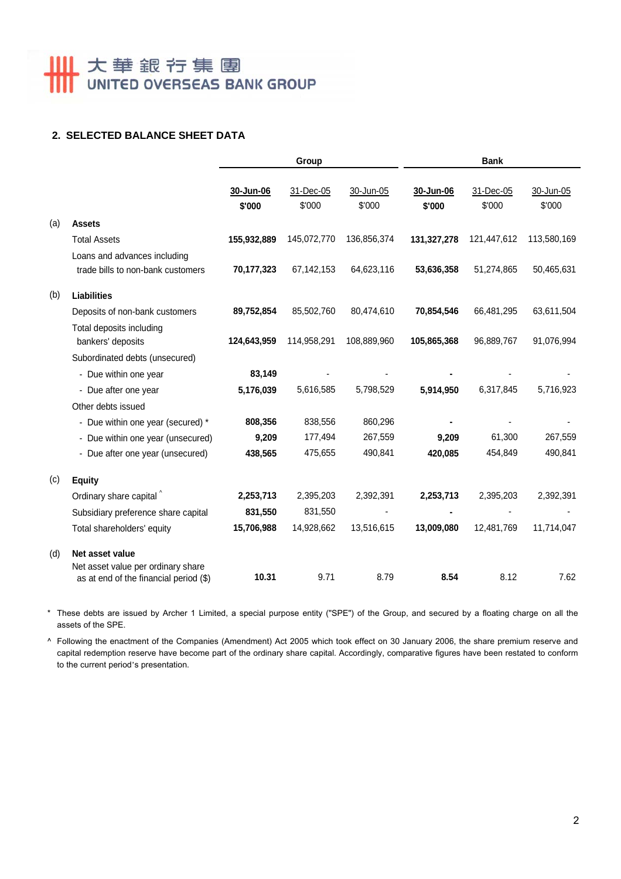大華銀行集團
UNITED OVERSEAS BANK GROUP

## 2. SELECTED BALANCE SHEET DATA

| | | Group | | | Bank | | |
|---|---|---|---|---|---|---|---|
| | | **30-Jun-06** | 31-Dec-05 | 30-Jun-05 | **30-Jun-06** | 31-Dec-05 | 30-Jun-05 |
| | | **$'000** | $'000 | $'000 | **$'000** | $'000 | $'000 |
| (a) | **Assets** | | | | | | |
| | Total Assets | **155,932,889** | 145,072,770 | 136,856,374 | **131,327,278** | 121,447,612 | 113,580,169 |
| | Loans and advances including trade bills to non-bank customers | **70,177,323** | 67,142,153 | 64,623,116 | **53,636,358** | 51,274,865 | 50,465,631 |
| (b) | **Liabilities** | | | | | | |
| | Deposits of non-bank customers | **89,752,854** | 85,502,760 | 80,474,610 | **70,854,546** | 66,481,295 | 63,611,504 |
| | Total deposits including bankers' deposits | **124,643,959** | 114,958,291 | 108,889,960 | **105,865,368** | 96,889,767 | 91,076,994 |
| | Subordinated debts (unsecured) | | | | | | |
| | - Due within one year | **83,149** | - | - | **-** | - | - |
| | - Due after one year | **5,176,039** | 5,616,585 | 5,798,529 | **5,914,950** | 6,317,845 | 5,716,923 |
| | Other debts issued | | | | | | |
| | - Due within one year (secured) * | **808,356** | 838,556 | 860,296 | **-** | - | - |
| | - Due within one year (unsecured) | **9,209** | 177,494 | 267,559 | **9,209** | 61,300 | 267,559 |
| | - Due after one year (unsecured) | **438,565** | 475,655 | 490,841 | **420,085** | 454,849 | 490,841 |
| (c) | **Equity** | | | | | | |
| | Ordinary share capital ^ | **2,253,713** | 2,395,203 | 2,392,391 | **2,253,713** | 2,395,203 | 2,392,391 |
| | Subsidiary preference share capital | **831,550** | 831,550 | - | **-** | - | - |
| | Total shareholders' equity | **15,706,988** | 14,928,662 | 13,516,615 | **13,009,080** | 12,481,769 | 11,714,047 |
| (d) | **Net asset value** | | | | | | |
| | Net asset value per ordinary share as at end of the financial period ($) | **10.31** | 9.71 | 8.79 | **8.54** | 8.12 | 7.62 |

\* These debts are issued by Archer 1 Limited, a special purpose entity ("SPE") of the Group, and secured by a floating charge on all the assets of the SPE.

^ Following the enactment of the Companies (Amendment) Act 2005 which took effect on 30 January 2006, the share premium reserve and capital redemption reserve have become part of the ordinary share capital. Accordingly, comparative figures have been restated to conform to the current period's presentation.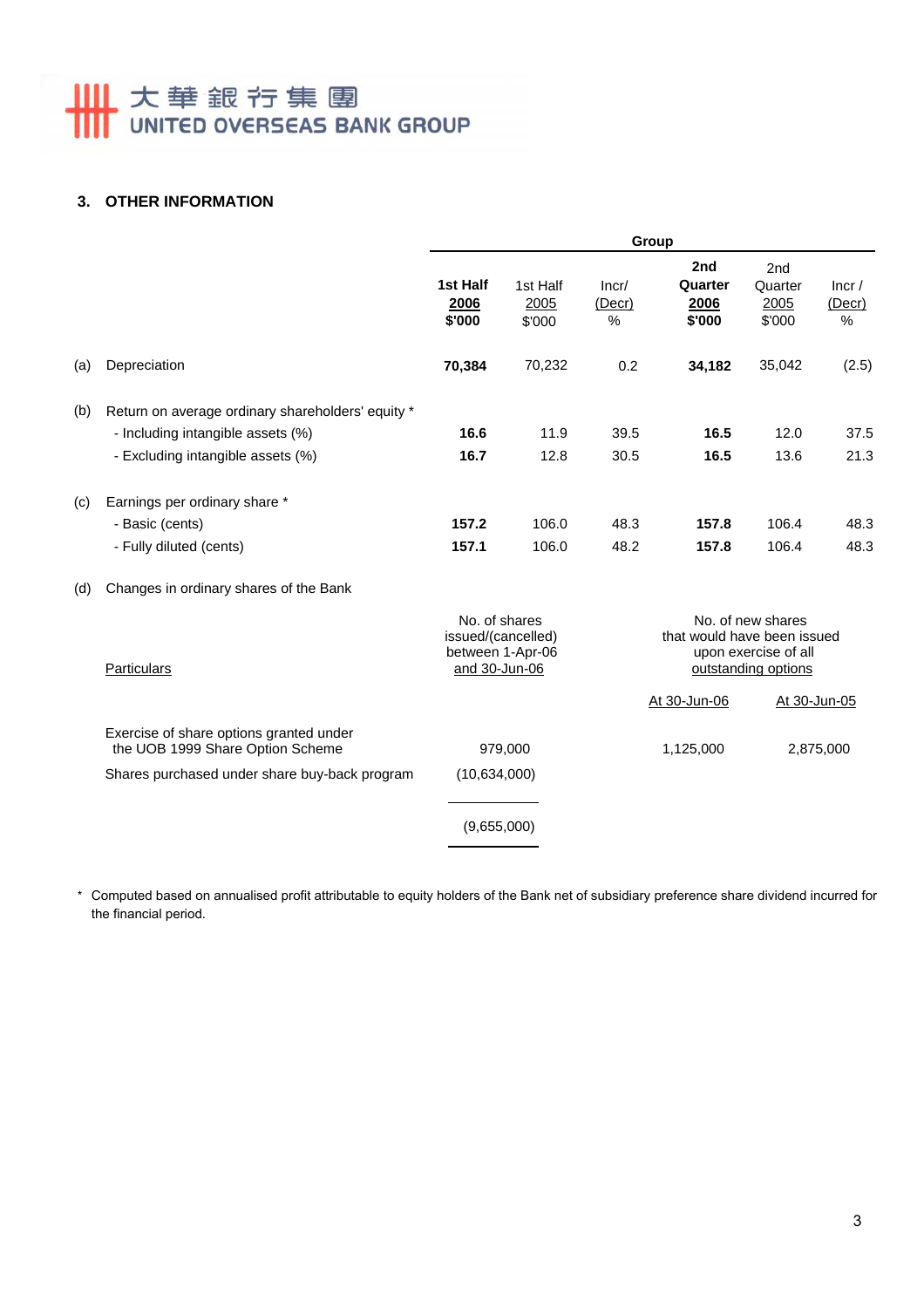## 3. OTHER INFORMATION

| | | Group | | | | | |
|---|---|---|---|---|---|---|---|
| | | **1st Half 2006 $'000** | 1st Half 2005 $'000 | Incr/ (Decr) % | **2nd Quarter 2006 $'000** | 2nd Quarter 2005 $'000 | Incr / (Decr) % |
| (a) | Depreciation | **70,384** | 70,232 | 0.2 | **34,182** | 35,042 | (2.5) |
| (b) | Return on average ordinary shareholders' equity * | | | | | | |
| | - Including intangible assets (%) | **16.6** | 11.9 | 39.5 | **16.5** | 12.0 | 37.5 |
| | - Excluding intangible assets (%) | **16.7** | 12.8 | 30.5 | **16.5** | 13.6 | 21.3 |
| (c) | Earnings per ordinary share * | | | | | | |
| | - Basic (cents) | **157.2** | 106.0 | 48.3 | **157.8** | 106.4 | 48.3 |
| | - Fully diluted (cents) | **157.1** | 106.0 | 48.2 | **157.8** | 106.4 | 48.3 |

(d) Changes in ordinary shares of the Bank

| Particulars | No. of shares issued/(cancelled) between 1-Apr-06 and 30-Jun-06 | No. of new shares that would have been issued upon exercise of all outstanding options At 30-Jun-06 | No. of new shares that would have been issued upon exercise of all outstanding options At 30-Jun-05 |
|---|---|---|---|
| Exercise of share options granted under the UOB 1999 Share Option Scheme | 979,000 | 1,125,000 | 2,875,000 |
| Shares purchased under share buy-back program | (10,634,000) | | |
| | (9,655,000) | | |

\* Computed based on annualised profit attributable to equity holders of the Bank net of subsidiary preference share dividend incurred for the financial period.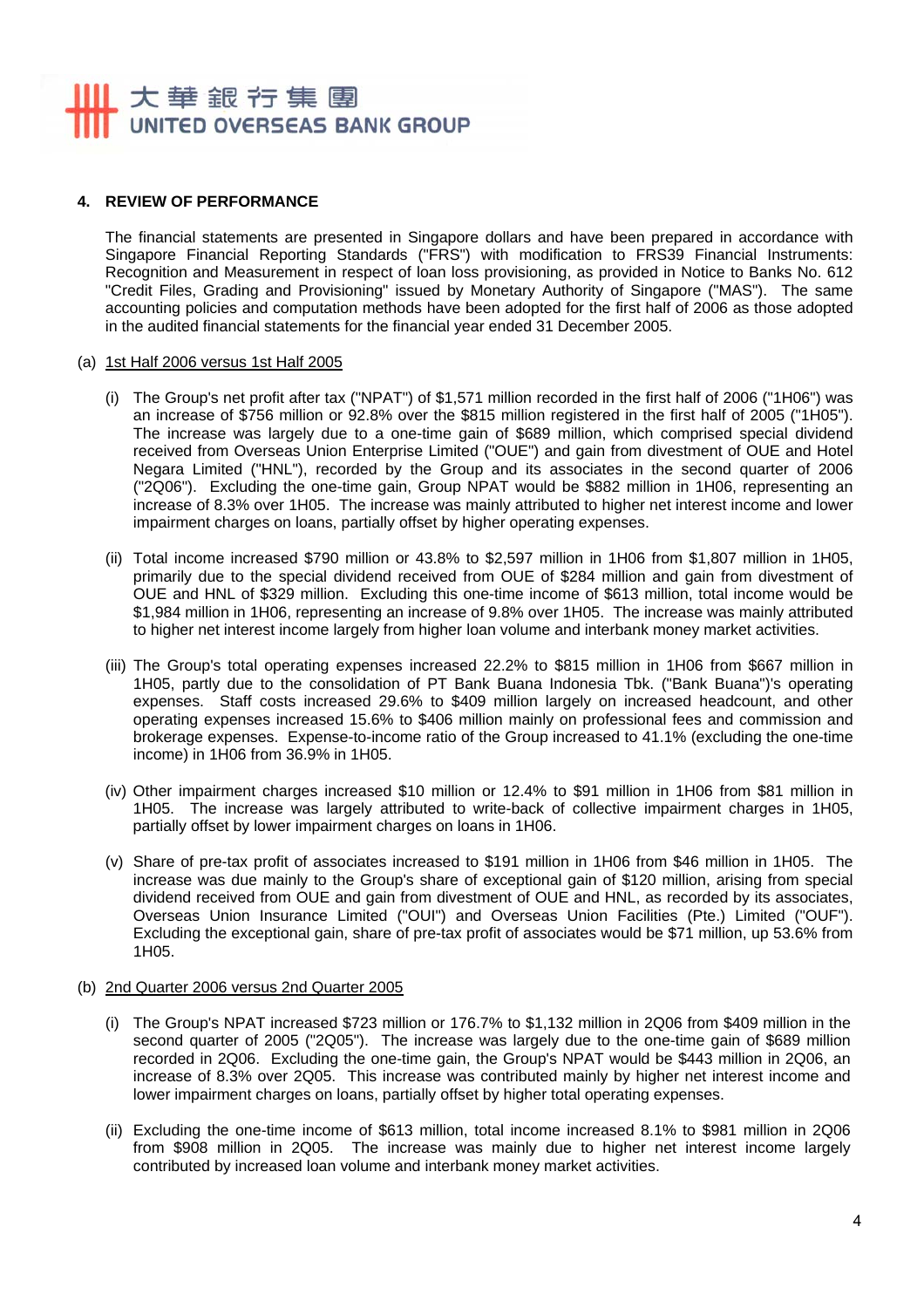## 4. REVIEW OF PERFORMANCE

The financial statements are presented in Singapore dollars and have been prepared in accordance with Singapore Financial Reporting Standards ("FRS") with modification to FRS39 Financial Instruments: Recognition and Measurement in respect of loan loss provisioning, as provided in Notice to Banks No. 612 "Credit Files, Grading and Provisioning" issued by Monetary Authority of Singapore ("MAS"). The same accounting policies and computation methods have been adopted for the first half of 2006 as those adopted in the audited financial statements for the financial year ended 31 December 2005.

### (a) 1st Half 2006 versus 1st Half 2005

(i) The Group's net profit after tax ("NPAT") of $1,571 million recorded in the first half of 2006 ("1H06") was an increase of $756 million or 92.8% over the $815 million registered in the first half of 2005 ("1H05"). The increase was largely due to a one-time gain of $689 million, which comprised special dividend received from Overseas Union Enterprise Limited ("OUE") and gain from divestment of OUE and Hotel Negara Limited ("HNL"), recorded by the Group and its associates in the second quarter of 2006 ("2Q06"). Excluding the one-time gain, Group NPAT would be $882 million in 1H06, representing an increase of 8.3% over 1H05. The increase was mainly attributed to higher net interest income and lower impairment charges on loans, partially offset by higher operating expenses.

(ii) Total income increased $790 million or 43.8% to $2,597 million in 1H06 from $1,807 million in 1H05, primarily due to the special dividend received from OUE of $284 million and gain from divestment of OUE and HNL of $329 million. Excluding this one-time income of $613 million, total income would be $1,984 million in 1H06, representing an increase of 9.8% over 1H05. The increase was mainly attributed to higher net interest income largely from higher loan volume and interbank money market activities.

(iii) The Group's total operating expenses increased 22.2% to $815 million in 1H06 from $667 million in 1H05, partly due to the consolidation of PT Bank Buana Indonesia Tbk. ("Bank Buana")'s operating expenses. Staff costs increased 29.6% to $409 million largely on increased headcount, and other operating expenses increased 15.6% to $406 million mainly on professional fees and commission and brokerage expenses. Expense-to-income ratio of the Group increased to 41.1% (excluding the one-time income) in 1H06 from 36.9% in 1H05.

(iv) Other impairment charges increased $10 million or 12.4% to $91 million in 1H06 from $81 million in 1H05. The increase was largely attributed to write-back of collective impairment charges in 1H05, partially offset by lower impairment charges on loans in 1H06.

(v) Share of pre-tax profit of associates increased to $191 million in 1H06 from $46 million in 1H05. The increase was due mainly to the Group's share of exceptional gain of $120 million, arising from special dividend received from OUE and gain from divestment of OUE and HNL, as recorded by its associates, Overseas Union Insurance Limited ("OUI") and Overseas Union Facilities (Pte.) Limited ("OUF"). Excluding the exceptional gain, share of pre-tax profit of associates would be $71 million, up 53.6% from 1H05.

### (b) 2nd Quarter 2006 versus 2nd Quarter 2005

(i) The Group's NPAT increased $723 million or 176.7% to $1,132 million in 2Q06 from $409 million in the second quarter of 2005 ("2Q05"). The increase was largely due to the one-time gain of $689 million recorded in 2Q06. Excluding the one-time gain, the Group's NPAT would be $443 million in 2Q06, an increase of 8.3% over 2Q05. This increase was contributed mainly by higher net interest income and lower impairment charges on loans, partially offset by higher total operating expenses.

(ii) Excluding the one-time income of $613 million, total income increased 8.1% to $981 million in 2Q06 from $908 million in 2Q05. The increase was mainly due to higher net interest income largely contributed by increased loan volume and interbank money market activities.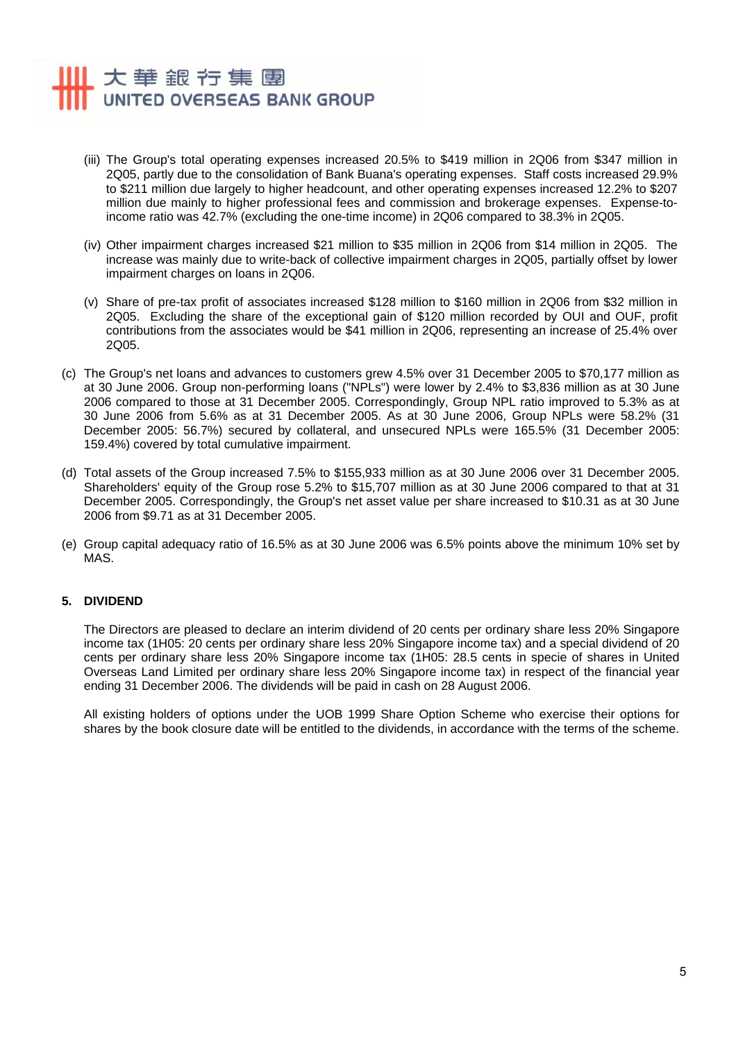(iii) The Group's total operating expenses increased 20.5% to $419 million in 2Q06 from $347 million in 2Q05, partly due to the consolidation of Bank Buana's operating expenses. Staff costs increased 29.9% to $211 million due largely to higher headcount, and other operating expenses increased 12.2% to $207 million due mainly to higher professional fees and commission and brokerage expenses. Expense-to-income ratio was 42.7% (excluding the one-time income) in 2Q06 compared to 38.3% in 2Q05.

(iv) Other impairment charges increased $21 million to $35 million in 2Q06 from $14 million in 2Q05. The increase was mainly due to write-back of collective impairment charges in 2Q05, partially offset by lower impairment charges on loans in 2Q06.

(v) Share of pre-tax profit of associates increased $128 million to $160 million in 2Q06 from $32 million in 2Q05. Excluding the share of the exceptional gain of $120 million recorded by OUI and OUF, profit contributions from the associates would be $41 million in 2Q06, representing an increase of 25.4% over 2Q05.

(c) The Group's net loans and advances to customers grew 4.5% over 31 December 2005 to $70,177 million as at 30 June 2006. Group non-performing loans ("NPLs") were lower by 2.4% to $3,836 million as at 30 June 2006 compared to those at 31 December 2005. Correspondingly, Group NPL ratio improved to 5.3% as at 30 June 2006 from 5.6% as at 31 December 2005. As at 30 June 2006, Group NPLs were 58.2% (31 December 2005: 56.7%) secured by collateral, and unsecured NPLs were 165.5% (31 December 2005: 159.4%) covered by total cumulative impairment.

(d) Total assets of the Group increased 7.5% to $155,933 million as at 30 June 2006 over 31 December 2005. Shareholders' equity of the Group rose 5.2% to $15,707 million as at 30 June 2006 compared to that at 31 December 2005. Correspondingly, the Group's net asset value per share increased to $10.31 as at 30 June 2006 from $9.71 as at 31 December 2005.

(e) Group capital adequacy ratio of 16.5% as at 30 June 2006 was 6.5% points above the minimum 10% set by MAS.

## 5. DIVIDEND

The Directors are pleased to declare an interim dividend of 20 cents per ordinary share less 20% Singapore income tax (1H05: 20 cents per ordinary share less 20% Singapore income tax) and a special dividend of 20 cents per ordinary share less 20% Singapore income tax (1H05: 28.5 cents in specie of shares in United Overseas Land Limited per ordinary share less 20% Singapore income tax) in respect of the financial year ending 31 December 2006. The dividends will be paid in cash on 28 August 2006.

All existing holders of options under the UOB 1999 Share Option Scheme who exercise their options for shares by the book closure date will be entitled to the dividends, in accordance with the terms of the scheme.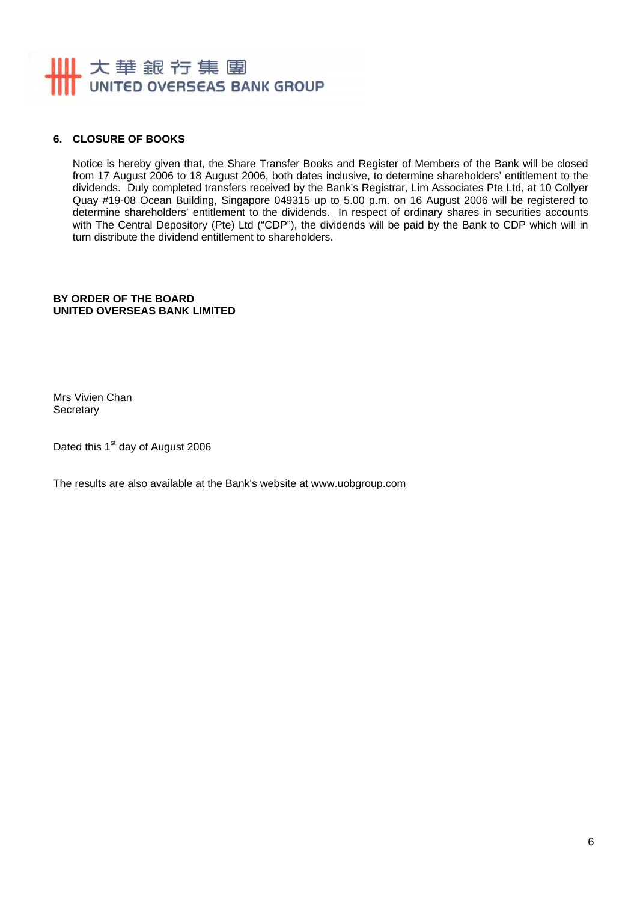大華銀行集團
UNITED OVERSEAS BANK GROUP

### 6. CLOSURE OF BOOKS

Notice is hereby given that, the Share Transfer Books and Register of Members of the Bank will be closed from 17 August 2006 to 18 August 2006, both dates inclusive, to determine shareholders' entitlement to the dividends. Duly completed transfers received by the Bank's Registrar, Lim Associates Pte Ltd, at 10 Collyer Quay #19-08 Ocean Building, Singapore 049315 up to 5.00 p.m. on 16 August 2006 will be registered to determine shareholders' entitlement to the dividends. In respect of ordinary shares in securities accounts with The Central Depository (Pte) Ltd ("CDP"), the dividends will be paid by the Bank to CDP which will in turn distribute the dividend entitlement to shareholders.

**BY ORDER OF THE BOARD**
**UNITED OVERSEAS BANK LIMITED**

Mrs Vivien Chan
Secretary

Dated this 1st day of August 2006

The results are also available at the Bank's website at www.uobgroup.com